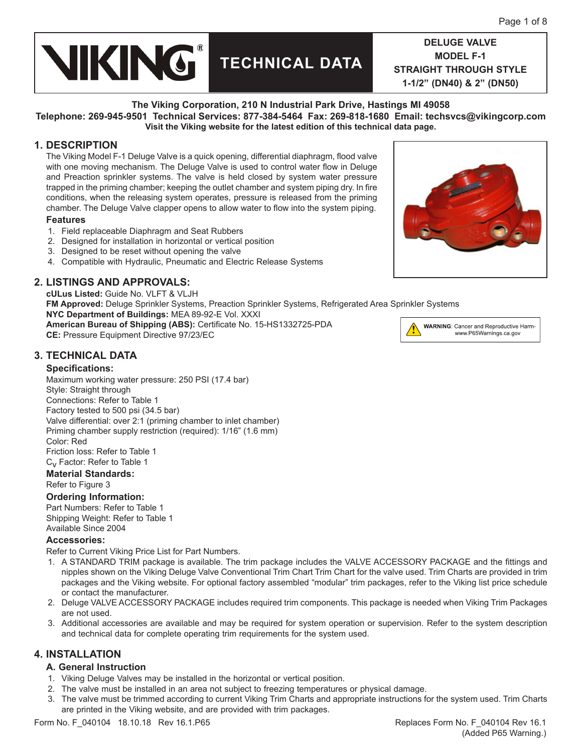# VIKING® TECHNICAL DATA

**DELUGE VALVE MODEL F-1 STRAIGHT THROUGH STYLE 1-1/2" (DN40) & 2" (DN50)**

**The Viking Corporation, 210 N Industrial Park Drive, Hastings MI 49058**
**Telephone: 269-945-9501 Technical Services: 877-384-5464 Fax: 269-818-1680 Email: techsvcs@vikingcorp.com**
**Visit the Viking website for the latest edition of this technical data page.**

## 1. DESCRIPTION

The Viking Model F-1 Deluge Valve is a quick opening, differential diaphragm, flood valve with one moving mechanism. The Deluge Valve is used to control water flow in Deluge and Preaction sprinkler systems. The valve is held closed by system water pressure trapped in the priming chamber; keeping the outlet chamber and system piping dry. In fire conditions, when the releasing system operates, pressure is released from the priming chamber. The Deluge Valve clapper opens to allow water to flow into the system piping.

### Features

1. Field replaceable Diaphragm and Seat Rubbers
2. Designed for installation in horizontal or vertical position
3. Designed to be reset without opening the valve
4. Compatible with Hydraulic, Pneumatic and Electric Release Systems

## 2. LISTINGS AND APPROVALS:

**cULus Listed:** Guide No. VLFT & VLJH
**FM Approved:** Deluge Sprinkler Systems, Preaction Sprinkler Systems, Refrigerated Area Sprinkler Systems
**NYC Department of Buildings:** MEA 89-92-E Vol. XXXI
**American Bureau of Shipping (ABS):** Certificate No. 15-HS1332725-PDA
**CE:** Pressure Equipment Directive 97/23/EC

**WARNING**: Cancer and Reproductive Harm-www.P65Warnings.ca.gov

## 3. TECHNICAL DATA

### Specifications:

Maximum working water pressure: 250 PSI (17.4 bar)
Style: Straight through
Connections: Refer to Table 1
Factory tested to 500 psi (34.5 bar)
Valve differential: over 2:1 (priming chamber to inlet chamber)
Priming chamber supply restriction (required): 1/16" (1.6 mm)
Color: Red
Friction loss: Refer to Table 1
$C_V$ Factor: Refer to Table 1

### Material Standards:

Refer to Figure 3

### Ordering Information:

Part Numbers: Refer to Table 1
Shipping Weight: Refer to Table 1
Available Since 2004

### Accessories:

Refer to Current Viking Price List for Part Numbers.

1. A STANDARD TRIM package is available. The trim package includes the VALVE ACCESSORY PACKAGE and the fittings and nipples shown on the Viking Deluge Valve Conventional Trim Chart Trim Chart for the valve used. Trim Charts are provided in trim packages and the Viking website. For optional factory assembled "modular" trim packages, refer to the Viking list price schedule or contact the manufacturer.
2. Deluge VALVE ACCESSORY PACKAGE includes required trim components. This package is needed when Viking Trim Packages are not used.
3. Additional accessories are available and may be required for system operation or supervision. Refer to the system description and technical data for complete operating trim requirements for the system used.

## 4. INSTALLATION

### A. General Instruction

1. Viking Deluge Valves may be installed in the horizontal or vertical position.
2. The valve must be installed in an area not subject to freezing temperatures or physical damage.
3. The valve must be trimmed according to current Viking Trim Charts and appropriate instructions for the system used. Trim Charts are printed in the Viking website, and are provided with trim packages.

Form No. F_040104 18.10.18 Rev 16.1.P65

Replaces Form No. F_040104 Rev 16.1 (Added P65 Warning.)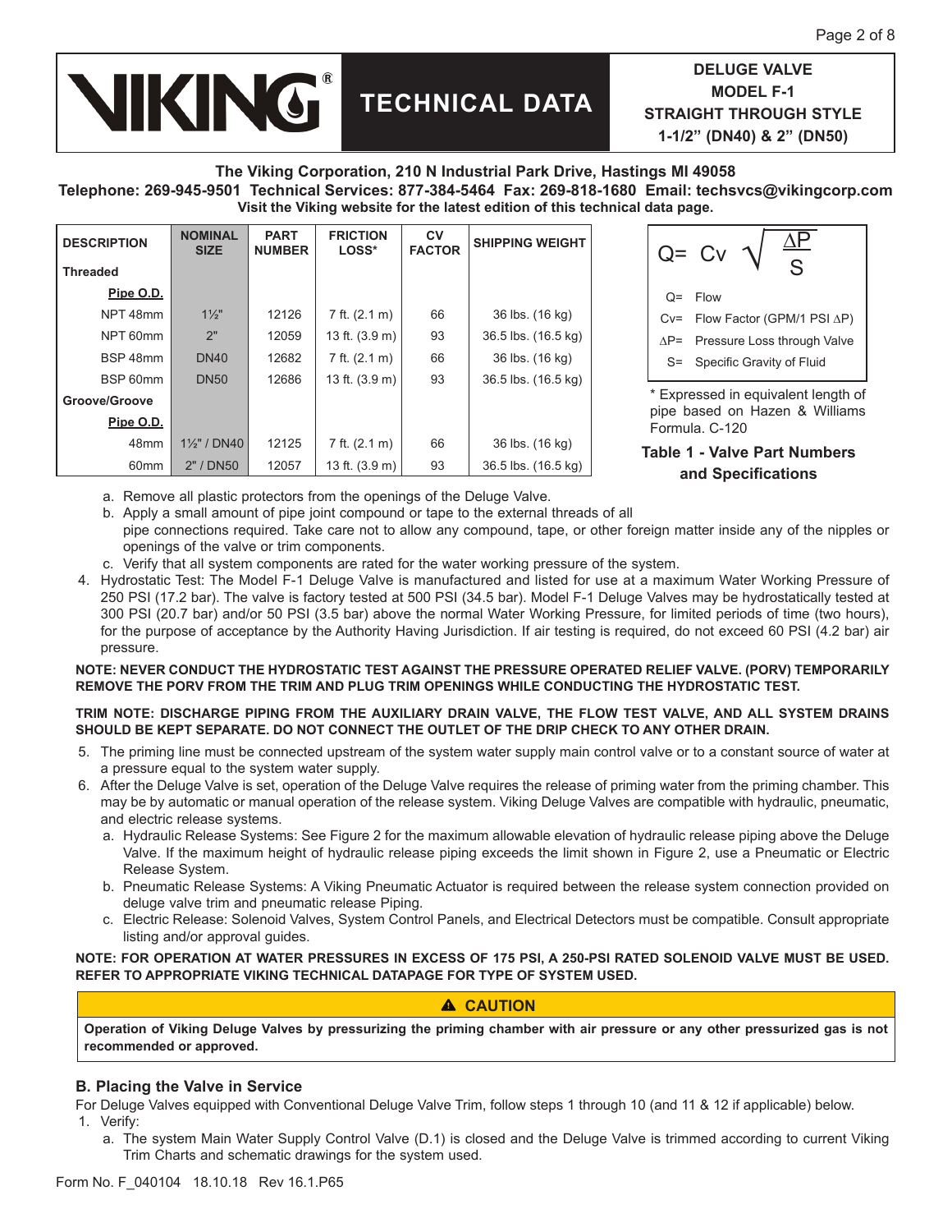**TECHNICAL DATA**

**DELUGE VALVE MODEL F-1 STRAIGHT THROUGH STYLE 1-1/2" (DN40) & 2" (DN50)**

**The Viking Corporation, 210 N Industrial Park Drive, Hastings MI 49058**
**Telephone: 269-945-9501 Technical Services: 877-384-5464 Fax: 269-818-1680 Email: techsvcs@vikingcorp.com**
**Visit the Viking website for the latest edition of this technical data page.**

| DESCRIPTION | NOMINAL SIZE | PART NUMBER | FRICTION LOSS* | CV FACTOR | SHIPPING WEIGHT |
|---|---|---|---|---|---|
| **Threaded** | | | | | |
| **Pipe O.D.** | | | | | |
| NPT 48mm | 1½" | 12126 | 7 ft. (2.1 m) | 66 | 36 lbs. (16 kg) |
| NPT 60mm | 2" | 12059 | 13 ft. (3.9 m) | 93 | 36.5 lbs. (16.5 kg) |
| BSP 48mm | DN40 | 12682 | 7 ft. (2.1 m) | 66 | 36 lbs. (16 kg) |
| BSP 60mm | DN50 | 12686 | 13 ft. (3.9 m) | 93 | 36.5 lbs. (16.5 kg) |
| **Groove/Groove** | | | | | |
| **Pipe O.D.** | | | | | |
| 48mm | 1½" / DN40 | 12125 | 7 ft. (2.1 m) | 66 | 36 lbs. (16 kg) |
| 60mm | 2" / DN50 | 12057 | 13 ft. (3.9 m) | 93 | 36.5 lbs. (16.5 kg) |

$$Q = Cv \sqrt{\frac{\Delta P}{S}}$$

Q= Flow
Cv= Flow Factor (GPM/1 PSI $\Delta P$)
$\Delta P$= Pressure Loss through Valve
S= Specific Gravity of Fluid

\* Expressed in equivalent length of pipe based on Hazen & Williams Formula. C-120

**Table 1 - Valve Part Numbers and Specifications**

a. Remove all plastic protectors from the openings of the Deluge Valve.
b. Apply a small amount of pipe joint compound or tape to the external threads of all pipe connections required. Take care not to allow any compound, tape, or other foreign matter inside any of the nipples or openings of the valve or trim components.
c. Verify that all system components are rated for the water working pressure of the system.

4. Hydrostatic Test: The Model F-1 Deluge Valve is manufactured and listed for use at a maximum Water Working Pressure of 250 PSI (17.2 bar). The valve is factory tested at 500 PSI (34.5 bar). Model F-1 Deluge Valves may be hydrostatically tested at 300 PSI (20.7 bar) and/or 50 PSI (3.5 bar) above the normal Water Working Pressure, for limited periods of time (two hours), for the purpose of acceptance by the Authority Having Jurisdiction. If air testing is required, do not exceed 60 PSI (4.2 bar) air pressure.

**NOTE: NEVER CONDUCT THE HYDROSTATIC TEST AGAINST THE PRESSURE OPERATED RELIEF VALVE. (PORV) TEMPORARILY REMOVE THE PORV FROM THE TRIM AND PLUG TRIM OPENINGS WHILE CONDUCTING THE HYDROSTATIC TEST.**

**TRIM NOTE: DISCHARGE PIPING FROM THE AUXILIARY DRAIN VALVE, THE FLOW TEST VALVE, AND ALL SYSTEM DRAINS SHOULD BE KEPT SEPARATE. DO NOT CONNECT THE OUTLET OF THE DRIP CHECK TO ANY OTHER DRAIN.**

5. The priming line must be connected upstream of the system water supply main control valve or to a constant source of water at a pressure equal to the system water supply.
6. After the Deluge Valve is set, operation of the Deluge Valve requires the release of priming water from the priming chamber. This may be by automatic or manual operation of the release system. Viking Deluge Valves are compatible with hydraulic, pneumatic, and electric release systems.
   a. Hydraulic Release Systems: See Figure 2 for the maximum allowable elevation of hydraulic release piping above the Deluge Valve. If the maximum height of hydraulic release piping exceeds the limit shown in Figure 2, use a Pneumatic or Electric Release System.
   b. Pneumatic Release Systems: A Viking Pneumatic Actuator is required between the release system connection provided on deluge valve trim and pneumatic release Piping.
   c. Electric Release: Solenoid Valves, System Control Panels, and Electrical Detectors must be compatible. Consult appropriate listing and/or approval guides.

**NOTE: FOR OPERATION AT WATER PRESSURES IN EXCESS OF 175 PSI, A 250-PSI RATED SOLENOID VALVE MUST BE USED. REFER TO APPROPRIATE VIKING TECHNICAL DATAPAGE FOR TYPE OF SYSTEM USED.**

**⚠ CAUTION**

**Operation of Viking Deluge Valves by pressurizing the priming chamber with air pressure or any other pressurized gas is not recommended or approved.**

### B. Placing the Valve in Service

For Deluge Valves equipped with Conventional Deluge Valve Trim, follow steps 1 through 10 (and 11 & 12 if applicable) below.

1. Verify:
   a. The system Main Water Supply Control Valve (D.1) is closed and the Deluge Valve is trimmed according to current Viking Trim Charts and schematic drawings for the system used.

Form No. F_040104 18.10.18 Rev 16.1.P65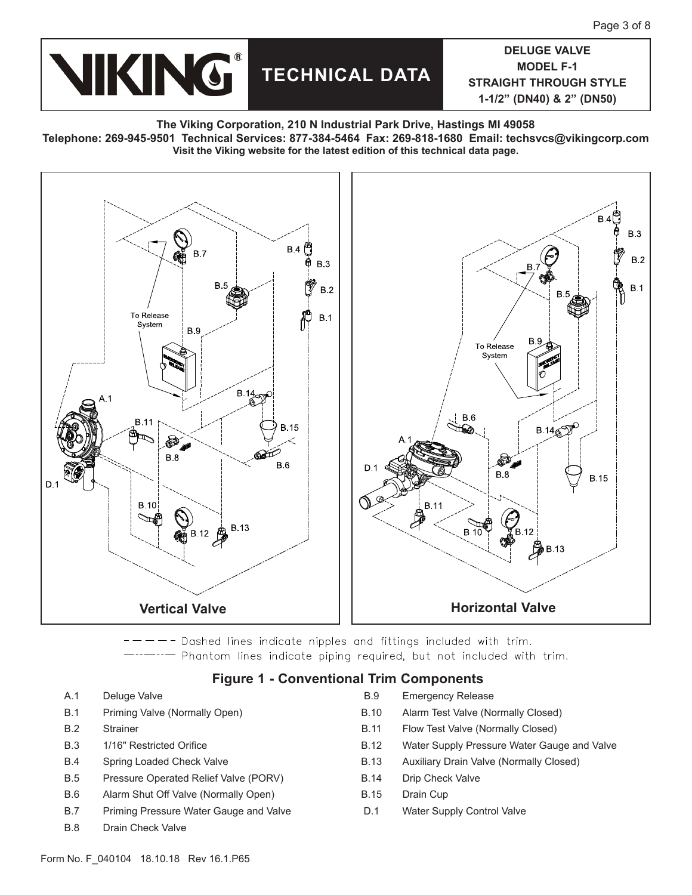# TECHNICAL DATA

**DELUGE VALVE MODEL F-1 STRAIGHT THROUGH STYLE 1-1/2" (DN40) & 2" (DN50)**

**The Viking Corporation, 210 N Industrial Park Drive, Hastings MI 49058**
**Telephone: 269-945-9501 Technical Services: 877-384-5464 Fax: 269-818-1680 Email: techsvcs@vikingcorp.com**
**Visit the Viking website for the latest edition of this technical data page.**

**Vertical Valve** | **Horizontal Valve**

- - - - - Dashed lines indicate nipples and fittings included with trim.
—·—·— Phantom lines indicate piping required, but not included with trim.

## Figure 1 - Conventional Trim Components

| | | | |
|---|---|---|---|
| A.1 | Deluge Valve | B.9 | Emergency Release |
| B.1 | Priming Valve (Normally Open) | B.10 | Alarm Test Valve (Normally Closed) |
| B.2 | Strainer | B.11 | Flow Test Valve (Normally Closed) |
| B.3 | 1/16" Restricted Orifice | B.12 | Water Supply Pressure Water Gauge and Valve |
| B.4 | Spring Loaded Check Valve | B.13 | Auxiliary Drain Valve (Normally Closed) |
| B.5 | Pressure Operated Relief Valve (PORV) | B.14 | Drip Check Valve |
| B.6 | Alarm Shut Off Valve (Normally Open) | B.15 | Drain Cup |
| B.7 | Priming Pressure Water Gauge and Valve | D.1 | Water Supply Control Valve |
| B.8 | Drain Check Valve | | |

Form No. F_040104 18.10.18 Rev 16.1.P65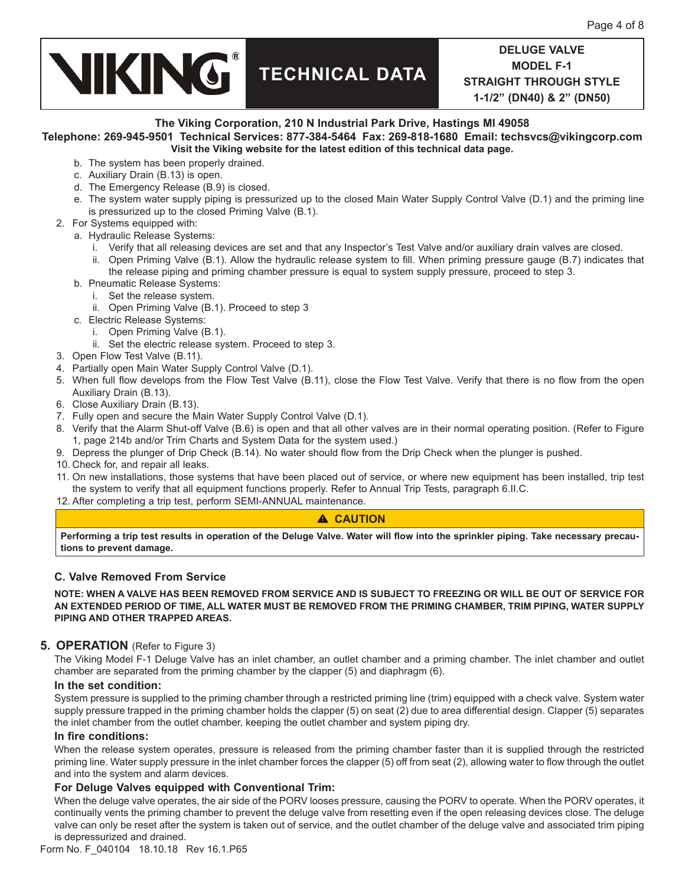b. The system has been properly drained.
c. Auxiliary Drain (B.13) is open.
d. The Emergency Release (B.9) is closed.
e. The system water supply piping is pressurized up to the closed Main Water Supply Control Valve (D.1) and the priming line is pressurized up to the closed Priming Valve (B.1).

2. For Systems equipped with:
   a. Hydraulic Release Systems:
      i. Verify that all releasing devices are set and that any Inspector's Test Valve and/or auxiliary drain valves are closed.
      ii. Open Priming Valve (B.1). Allow the hydraulic release system to fill. When priming pressure gauge (B.7) indicates that the release piping and priming chamber pressure is equal to system supply pressure, proceed to step 3.
   b. Pneumatic Release Systems:
      i. Set the release system.
      ii. Open Priming Valve (B.1). Proceed to step 3
   c. Electric Release Systems:
      i. Open Priming Valve (B.1).
      ii. Set the electric release system. Proceed to step 3.
3. Open Flow Test Valve (B.11).
4. Partially open Main Water Supply Control Valve (D.1).
5. When full flow develops from the Flow Test Valve (B.11), close the Flow Test Valve. Verify that there is no flow from the open Auxiliary Drain (B.13).
6. Close Auxiliary Drain (B.13).
7. Fully open and secure the Main Water Supply Control Valve (D.1).
8. Verify that the Alarm Shut-off Valve (B.6) is open and that all other valves are in their normal operating position. (Refer to Figure 1, page 214b and/or Trim Charts and System Data for the system used.)
9. Depress the plunger of Drip Check (B.14). No water should flow from the Drip Check when the plunger is pushed.
10. Check for, and repair all leaks.
11. On new installations, those systems that have been placed out of service, or where new equipment has been installed, trip test the system to verify that all equipment functions properly. Refer to Annual Trip Tests, paragraph 6.II.C.
12. After completing a trip test, perform SEMI-ANNUAL maintenance.

**⚠ CAUTION**

**Performing a trip test results in operation of the Deluge Valve. Water will flow into the sprinkler piping. Take necessary precautions to prevent damage.**

### C. Valve Removed From Service

**NOTE: WHEN A VALVE HAS BEEN REMOVED FROM SERVICE AND IS SUBJECT TO FREEZING OR WILL BE OUT OF SERVICE FOR AN EXTENDED PERIOD OF TIME, ALL WATER MUST BE REMOVED FROM THE PRIMING CHAMBER, TRIM PIPING, WATER SUPPLY PIPING AND OTHER TRAPPED AREAS.**

## 5. OPERATION (Refer to Figure 3)

The Viking Model F-1 Deluge Valve has an inlet chamber, an outlet chamber and a priming chamber. The inlet chamber and outlet chamber are separated from the priming chamber by the clapper (5) and diaphragm (6).

**In the set condition:**

System pressure is supplied to the priming chamber through a restricted priming line (trim) equipped with a check valve. System water supply pressure trapped in the priming chamber holds the clapper (5) on seat (2) due to area differential design. Clapper (5) separates the inlet chamber from the outlet chamber, keeping the outlet chamber and system piping dry.

**In fire conditions:**

When the release system operates, pressure is released from the priming chamber faster than it is supplied through the restricted priming line. Water supply pressure in the inlet chamber forces the clapper (5) off from seat (2), allowing water to flow through the outlet and into the system and alarm devices.

**For Deluge Valves equipped with Conventional Trim:**

When the deluge valve operates, the air side of the PORV looses pressure, causing the PORV to operate. When the PORV operates, it continually vents the priming chamber to prevent the deluge valve from resetting even if the open releasing devices close. The deluge valve can only be reset after the system is taken out of service, and the outlet chamber of the deluge valve and associated trim piping is depressurized and drained.

Form No. F_040104 18.10.18 Rev 16.1.P65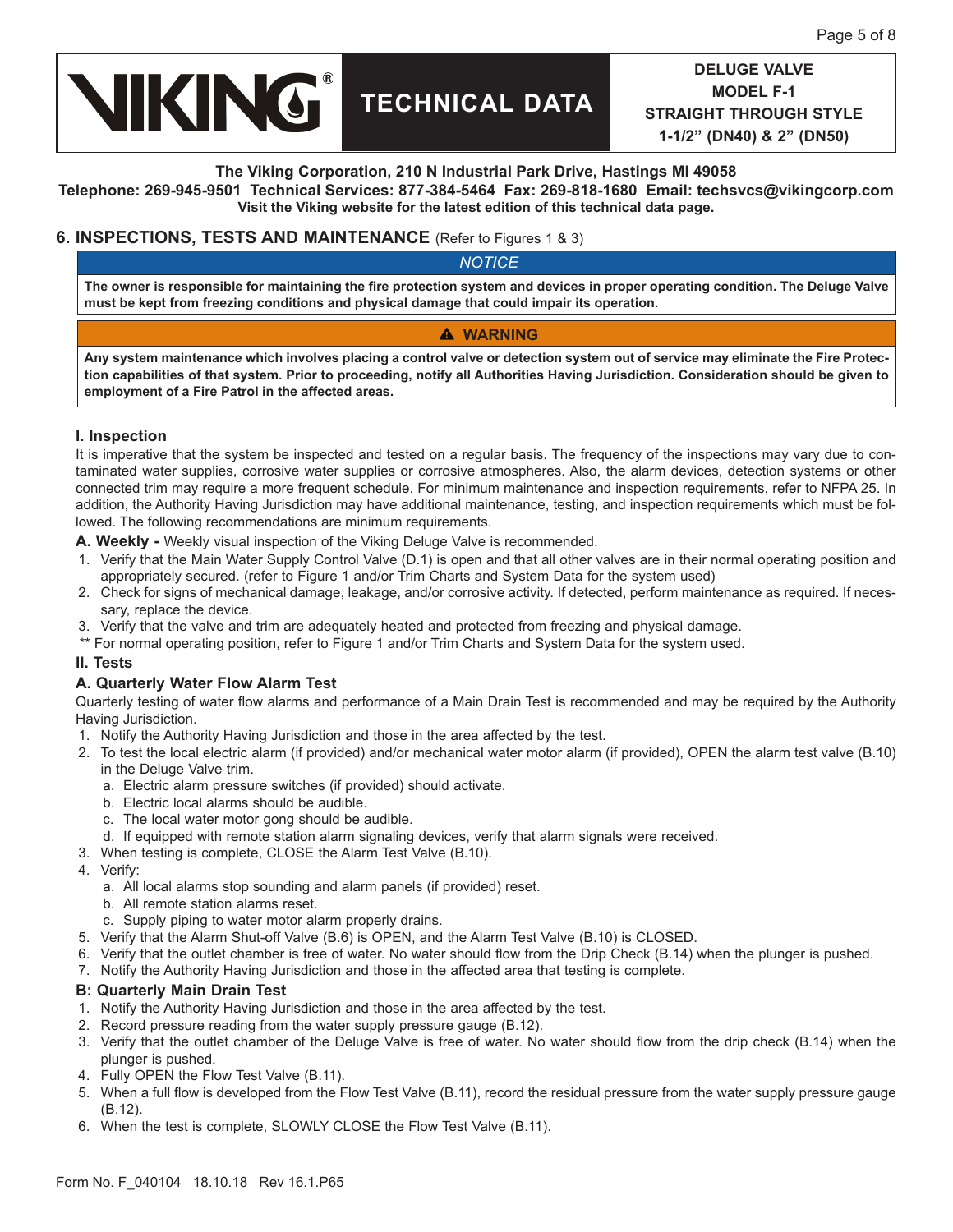# VIKING TECHNICAL DATA

**DELUGE VALVE MODEL F-1 STRAIGHT THROUGH STYLE 1-1/2" (DN40) & 2" (DN50)**

**The Viking Corporation, 210 N Industrial Park Drive, Hastings MI 49058**
**Telephone: 269-945-9501 Technical Services: 877-384-5464 Fax: 269-818-1680 Email: techsvcs@vikingcorp.com**
**Visit the Viking website for the latest edition of this technical data page.**

## 6. INSPECTIONS, TESTS AND MAINTENANCE (Refer to Figures 1 & 3)

*NOTICE*

**The owner is responsible for maintaining the fire protection system and devices in proper operating condition. The Deluge Valve must be kept from freezing conditions and physical damage that could impair its operation.**

**⚠ WARNING**

**Any system maintenance which involves placing a control valve or detection system out of service may eliminate the Fire Protection capabilities of that system. Prior to proceeding, notify all Authorities Having Jurisdiction. Consideration should be given to employment of a Fire Patrol in the affected areas.**

### I. Inspection

It is imperative that the system be inspected and tested on a regular basis. The frequency of the inspections may vary due to contaminated water supplies, corrosive water supplies or corrosive atmospheres. Also, the alarm devices, detection systems or other connected trim may require a more frequent schedule. For minimum maintenance and inspection requirements, refer to NFPA 25. In addition, the Authority Having Jurisdiction may have additional maintenance, testing, and inspection requirements which must be followed. The following recommendations are minimum requirements.

**A. Weekly -** Weekly visual inspection of the Viking Deluge Valve is recommended.

1. Verify that the Main Water Supply Control Valve (D.1) is open and that all other valves are in their normal operating position and appropriately secured. (refer to Figure 1 and/or Trim Charts and System Data for the system used)
2. Check for signs of mechanical damage, leakage, and/or corrosive activity. If detected, perform maintenance as required. If necessary, replace the device.
3. Verify that the valve and trim are adequately heated and protected from freezing and physical damage.

** For normal operating position, refer to Figure 1 and/or Trim Charts and System Data for the system used.

### II. Tests

#### A. Quarterly Water Flow Alarm Test

Quarterly testing of water flow alarms and performance of a Main Drain Test is recommended and may be required by the Authority Having Jurisdiction.

1. Notify the Authority Having Jurisdiction and those in the area affected by the test.
2. To test the local electric alarm (if provided) and/or mechanical water motor alarm (if provided), OPEN the alarm test valve (B.10) in the Deluge Valve trim.
   a. Electric alarm pressure switches (if provided) should activate.
   b. Electric local alarms should be audible.
   c. The local water motor gong should be audible.
   d. If equipped with remote station alarm signaling devices, verify that alarm signals were received.
3. When testing is complete, CLOSE the Alarm Test Valve (B.10).
4. Verify:
   a. All local alarms stop sounding and alarm panels (if provided) reset.
   b. All remote station alarms reset.
   c. Supply piping to water motor alarm properly drains.
5. Verify that the Alarm Shut-off Valve (B.6) is OPEN, and the Alarm Test Valve (B.10) is CLOSED.
6. Verify that the outlet chamber is free of water. No water should flow from the Drip Check (B.14) when the plunger is pushed.
7. Notify the Authority Having Jurisdiction and those in the affected area that testing is complete.

#### B: Quarterly Main Drain Test

1. Notify the Authority Having Jurisdiction and those in the area affected by the test.
2. Record pressure reading from the water supply pressure gauge (B.12).
3. Verify that the outlet chamber of the Deluge Valve is free of water. No water should flow from the drip check (B.14) when the plunger is pushed.
4. Fully OPEN the Flow Test Valve (B.11).
5. When a full flow is developed from the Flow Test Valve (B.11), record the residual pressure from the water supply pressure gauge (B.12).
6. When the test is complete, SLOWLY CLOSE the Flow Test Valve (B.11).

Form No. F_040104 18.10.18 Rev 16.1.P65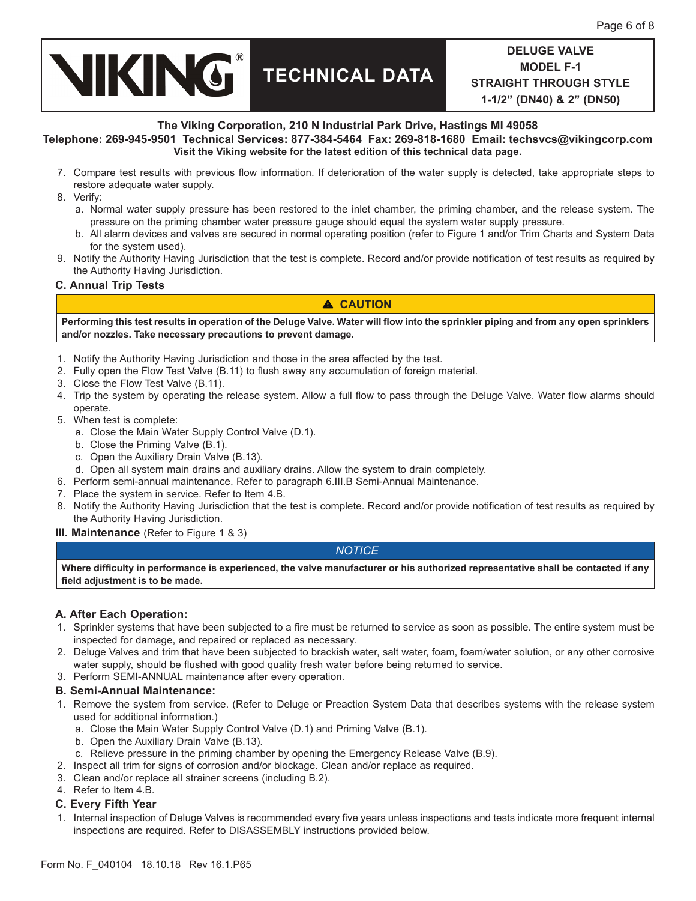**DELUGE VALVE MODEL F-1 STRAIGHT THROUGH STYLE 1-1/2" (DN40) & 2" (DN50)**

**The Viking Corporation, 210 N Industrial Park Drive, Hastings MI 49058**
**Telephone: 269-945-9501 Technical Services: 877-384-5464 Fax: 269-818-1680 Email: techsvcs@vikingcorp.com**
**Visit the Viking website for the latest edition of this technical data page.**

7. Compare test results with previous flow information. If deterioration of the water supply is detected, take appropriate steps to restore adequate water supply.
8. Verify:
   a. Normal water supply pressure has been restored to the inlet chamber, the priming chamber, and the release system. The pressure on the priming chamber water pressure gauge should equal the system water supply pressure.
   b. All alarm devices and valves are secured in normal operating position (refer to Figure 1 and/or Trim Charts and System Data for the system used).
9. Notify the Authority Having Jurisdiction that the test is complete. Record and/or provide notification of test results as required by the Authority Having Jurisdiction.

### C. Annual Trip Tests

**⚠ CAUTION**

**Performing this test results in operation of the Deluge Valve. Water will flow into the sprinkler piping and from any open sprinklers and/or nozzles. Take necessary precautions to prevent damage.**

1. Notify the Authority Having Jurisdiction and those in the area affected by the test.
2. Fully open the Flow Test Valve (B.11) to flush away any accumulation of foreign material.
3. Close the Flow Test Valve (B.11).
4. Trip the system by operating the release system. Allow a full flow to pass through the Deluge Valve. Water flow alarms should operate.
5. When test is complete:
   a. Close the Main Water Supply Control Valve (D.1).
   b. Close the Priming Valve (B.1).
   c. Open the Auxiliary Drain Valve (B.13).
   d. Open all system main drains and auxiliary drains. Allow the system to drain completely.
6. Perform semi-annual maintenance. Refer to paragraph 6.III.B Semi-Annual Maintenance.
7. Place the system in service. Refer to Item 4.B.
8. Notify the Authority Having Jurisdiction that the test is complete. Record and/or provide notification of test results as required by the Authority Having Jurisdiction.

## III. Maintenance (Refer to Figure 1 & 3)

*NOTICE*

**Where difficulty in performance is experienced, the valve manufacturer or his authorized representative shall be contacted if any field adjustment is to be made.**

### A. After Each Operation:

1. Sprinkler systems that have been subjected to a fire must be returned to service as soon as possible. The entire system must be inspected for damage, and repaired or replaced as necessary.
2. Deluge Valves and trim that have been subjected to brackish water, salt water, foam, foam/water solution, or any other corrosive water supply, should be flushed with good quality fresh water before being returned to service.
3. Perform SEMI-ANNUAL maintenance after every operation.

### B. Semi-Annual Maintenance:

1. Remove the system from service. (Refer to Deluge or Preaction System Data that describes systems with the release system used for additional information.)
   a. Close the Main Water Supply Control Valve (D.1) and Priming Valve (B.1).
   b. Open the Auxiliary Drain Valve (B.13).
   c. Relieve pressure in the priming chamber by opening the Emergency Release Valve (B.9).
2. Inspect all trim for signs of corrosion and/or blockage. Clean and/or replace as required.
3. Clean and/or replace all strainer screens (including B.2).
4. Refer to Item 4.B.

### C. Every Fifth Year

1. Internal inspection of Deluge Valves is recommended every five years unless inspections and tests indicate more frequent internal inspections are required. Refer to DISASSEMBLY instructions provided below.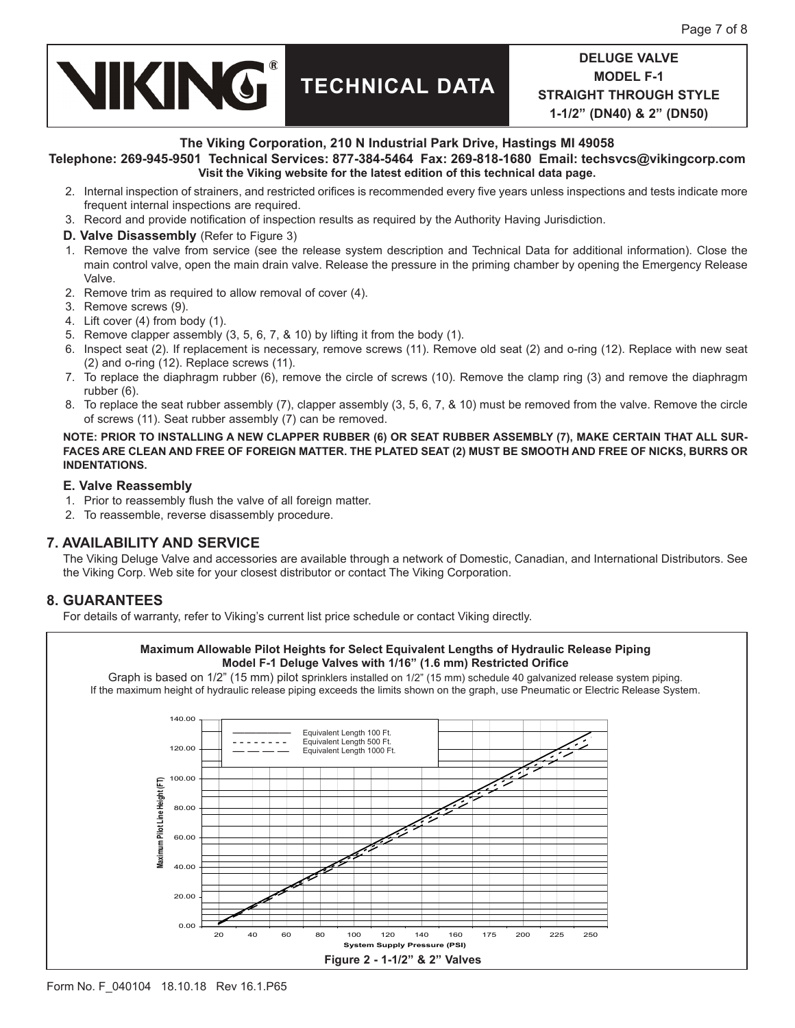2. Internal inspection of strainers, and restricted orifices is recommended every five years unless inspections and tests indicate more frequent internal inspections are required.
3. Record and provide notification of inspection results as required by the Authority Having Jurisdiction.

**D. Valve Disassembly** (Refer to Figure 3)

1. Remove the valve from service (see the release system description and Technical Data for additional information). Close the main control valve, open the main drain valve. Release the pressure in the priming chamber by opening the Emergency Release Valve.
2. Remove trim as required to allow removal of cover (4).
3. Remove screws (9).
4. Lift cover (4) from body (1).
5. Remove clapper assembly (3, 5, 6, 7, & 10) by lifting it from the body (1).
6. Inspect seat (2). If replacement is necessary, remove screws (11). Remove old seat (2) and o-ring (12). Replace with new seat (2) and o-ring (12). Replace screws (11).
7. To replace the diaphragm rubber (6), remove the circle of screws (10). Remove the clamp ring (3) and remove the diaphragm rubber (6).
8. To replace the seat rubber assembly (7), clapper assembly (3, 5, 6, 7, & 10) must be removed from the valve. Remove the circle of screws (11). Seat rubber assembly (7) can be removed.

**NOTE: PRIOR TO INSTALLING A NEW CLAPPER RUBBER (6) OR SEAT RUBBER ASSEMBLY (7), MAKE CERTAIN THAT ALL SURFACES ARE CLEAN AND FREE OF FOREIGN MATTER. THE PLATED SEAT (2) MUST BE SMOOTH AND FREE OF NICKS, BURRS OR INDENTATIONS.**

**E. Valve Reassembly**

1. Prior to reassembly flush the valve of all foreign matter.
2. To reassemble, reverse disassembly procedure.

## 7. AVAILABILITY AND SERVICE

The Viking Deluge Valve and accessories are available through a network of Domestic, Canadian, and International Distributors. See the Viking Corp. Web site for your closest distributor or contact The Viking Corporation.

## 8. GUARANTEES

For details of warranty, refer to Viking's current list price schedule or contact Viking directly.

**Maximum Allowable Pilot Heights for Select Equivalent Lengths of Hydraulic Release Piping**
**Model F-1 Deluge Valves with 1/16" (1.6 mm) Restricted Orifice**

Graph is based on 1/2" (15 mm) pilot sprinklers installed on 1/2" (15 mm) schedule 40 galvanized release system piping. If the maximum height of hydraulic release piping exceeds the limits shown on the graph, use Pneumatic or Electric Release System.

Legend: Equivalent Length 100 Ft. (solid); Equivalent Length 500 Ft. (short dashes); Equivalent Length 1000 Ft. (long dashes)

Y-axis: Maximum Pilot Line Height (FT) — 0.00, 20.00, 40.00, 60.00, 80.00, 100.00, 120.00, 140.00
X-axis: System Supply Pressure (PSI) — 20, 40, 60, 80, 100, 120, 140, 160, 175, 200, 225, 250

**Figure 2 - 1-1/2" & 2" Valves**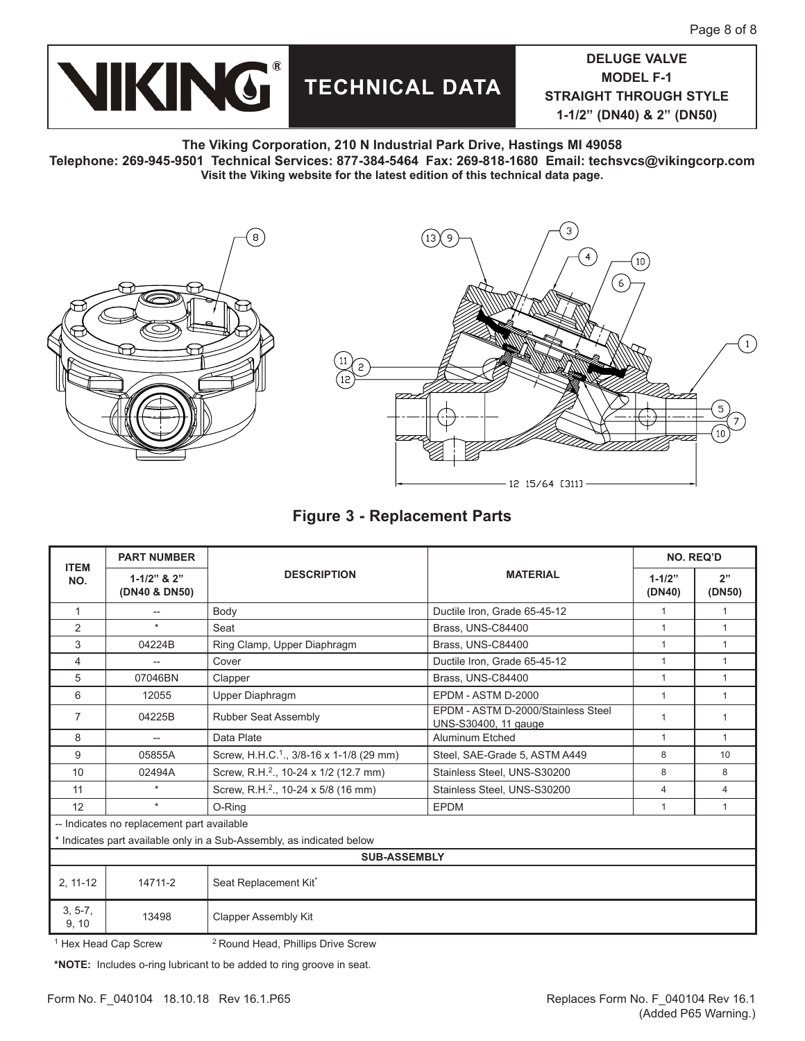# TECHNICAL DATA

**DELUGE VALVE**
**MODEL F-1**
**STRAIGHT THROUGH STYLE**
**1-1/2" (DN40) & 2" (DN50)**

**The Viking Corporation, 210 N Industrial Park Drive, Hastings MI 49058**
**Telephone: 269-945-9501 Technical Services: 877-384-5464 Fax: 269-818-1680 Email: techsvcs@vikingcorp.com**
**Visit the Viking website for the latest edition of this technical data page.**

12 15/64 [311]

## Figure 3 - Replacement Parts

| ITEM NO. | PART NUMBER 1-1/2" & 2" (DN40 & DN50) | DESCRIPTION | MATERIAL | NO. REQ'D 1-1/2" (DN40) | NO. REQ'D 2" (DN50) |
|---|---|---|---|---|---|
| 1 | -- | Body | Ductile Iron, Grade 65-45-12 | 1 | 1 |
| 2 | * | Seat | Brass, UNS-C84400 | 1 | 1 |
| 3 | 04224B | Ring Clamp, Upper Diaphragm | Brass, UNS-C84400 | 1 | 1 |
| 4 | -- | Cover | Ductile Iron, Grade 65-45-12 | 1 | 1 |
| 5 | 07046BN | Clapper | Brass, UNS-C84400 | 1 | 1 |
| 6 | 12055 | Upper Diaphragm | EPDM - ASTM D-2000 | 1 | 1 |
| 7 | 04225B | Rubber Seat Assembly | EPDM - ASTM D-2000/Stainless Steel UNS-S30400, 11 gauge | 1 | 1 |
| 8 | -- | Data Plate | Aluminum Etched | 1 | 1 |
| 9 | 05855A | Screw, H.H.C.[1], 3/8-16 x 1-1/8 (29 mm) | Steel, SAE-Grade 5, ASTM A449 | 8 | 10 |
| 10 | 02494A | Screw, R.H.[2], 10-24 x 1/2 (12.7 mm) | Stainless Steel, UNS-S30200 | 8 | 8 |
| 11 | * | Screw, R.H.[2], 10-24 x 5/8 (16 mm) | Stainless Steel, UNS-S30200 | 4 | 4 |
| 12 | * | O-Ring | EPDM | 1 | 1 |

-- Indicates no replacement part available

* Indicates part available only in a Sub-Assembly, as indicated below

| SUB-ASSEMBLY | | |
|---|---|---|
| 2, 11-12 | 14711-2 | Seat Replacement Kit* |
| 3, 5-7, 9, 10 | 13498 | Clapper Assembly Kit |

[1] Hex Head Cap Screw [2] Round Head, Phillips Drive Screw

***NOTE:** Includes o-ring lubricant to be added to ring groove in seat.

Form No. F_040104 18.10.18 Rev 16.1.P65

Replaces Form No. F_040104 Rev 16.1 (Added P65 Warning.)